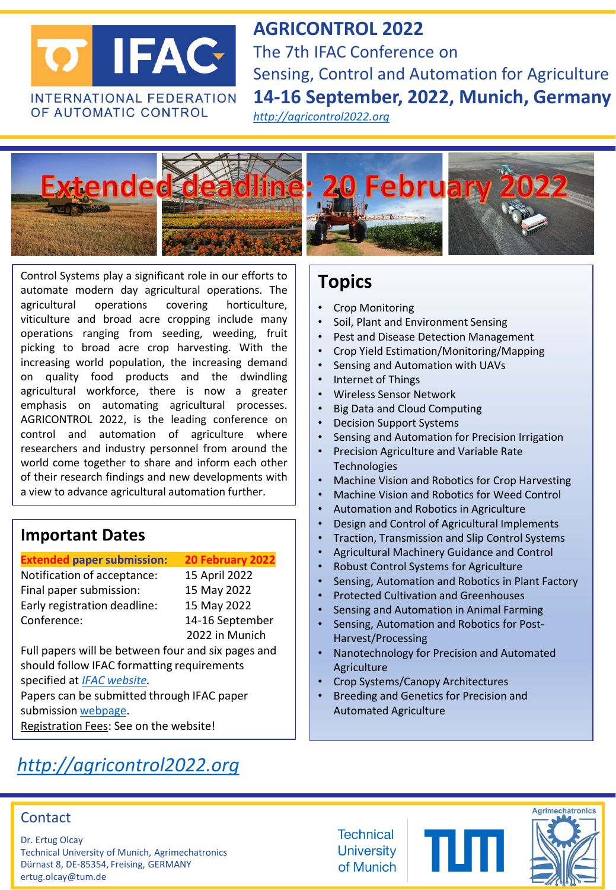INTERNATIONAL FEDERATION OF AUTOMATIC CONTROL

# AGRICONTROL 2022

## The 7th IFAC Conference on Sensing, Control and Automation for Agriculture

## 14-16 September, 2022, Munich, Germany

[http://agricontrol2022.org](http://agricontrol2022.org)

# Extended deadline: 20 February 2022

Control Systems play a significant role in our efforts to automate modern day agricultural operations. The agricultural operations covering horticulture, viticulture and broad acre cropping include many operations ranging from seeding, weeding, fruit picking to broad acre crop harvesting. With the increasing world population, the increasing demand on quality food products and the dwindling agricultural workforce, there is now a greater emphasis on automating agricultural processes. AGRICONTROL 2022, is the leading conference on control and automation of agriculture where researchers and industry personnel from around the world come together to share and inform each other of their research findings and new developments with a view to advance agricultural automation further.

## Important Dates

| | |
|---|---|
| **Extended paper submission:** | **20 February 2022** |
| Notification of acceptance: | 15 April 2022 |
| Final paper submission: | 15 May 2022 |
| Early registration deadline: | 15 May 2022 |
| Conference: | 14-16 September 2022 in Munich |

Full papers will be between four and six pages and should follow IFAC formatting requirements specified at *IFAC website*.

Papers can be submitted through IFAC paper submission webpage.

Registration Fees: See on the website!

## Topics

- Crop Monitoring
- Soil, Plant and Environment Sensing
- Pest and Disease Detection Management
- Crop Yield Estimation/Monitoring/Mapping
- Sensing and Automation with UAVs
- Internet of Things
- Wireless Sensor Network
- Big Data and Cloud Computing
- Decision Support Systems
- Sensing and Automation for Precision Irrigation
- Precision Agriculture and Variable Rate Technologies
- Machine Vision and Robotics for Crop Harvesting
- Machine Vision and Robotics for Weed Control
- Automation and Robotics in Agriculture
- Design and Control of Agricultural Implements
- Traction, Transmission and Slip Control Systems
- Agricultural Machinery Guidance and Control
- Robust Control Systems for Agriculture
- Sensing, Automation and Robotics in Plant Factory
- Protected Cultivation and Greenhouses
- Sensing and Automation in Animal Farming
- Sensing, Automation and Robotics for Post-Harvest/Processing
- Nanotechnology for Precision and Automated Agriculture
- Crop Systems/Canopy Architectures
- Breeding and Genetics for Precision and Automated Agriculture

[*http://agricontrol2022.org*](http://agricontrol2022.org)

## Contact

Dr. Ertug Olcay
Technical University of Munich, Agrimechatronics
Dürnast 8, DE-85354, Freising, GERMANY
ertug.olcay@tum.de

Technical University of Munich

Agrimechatronics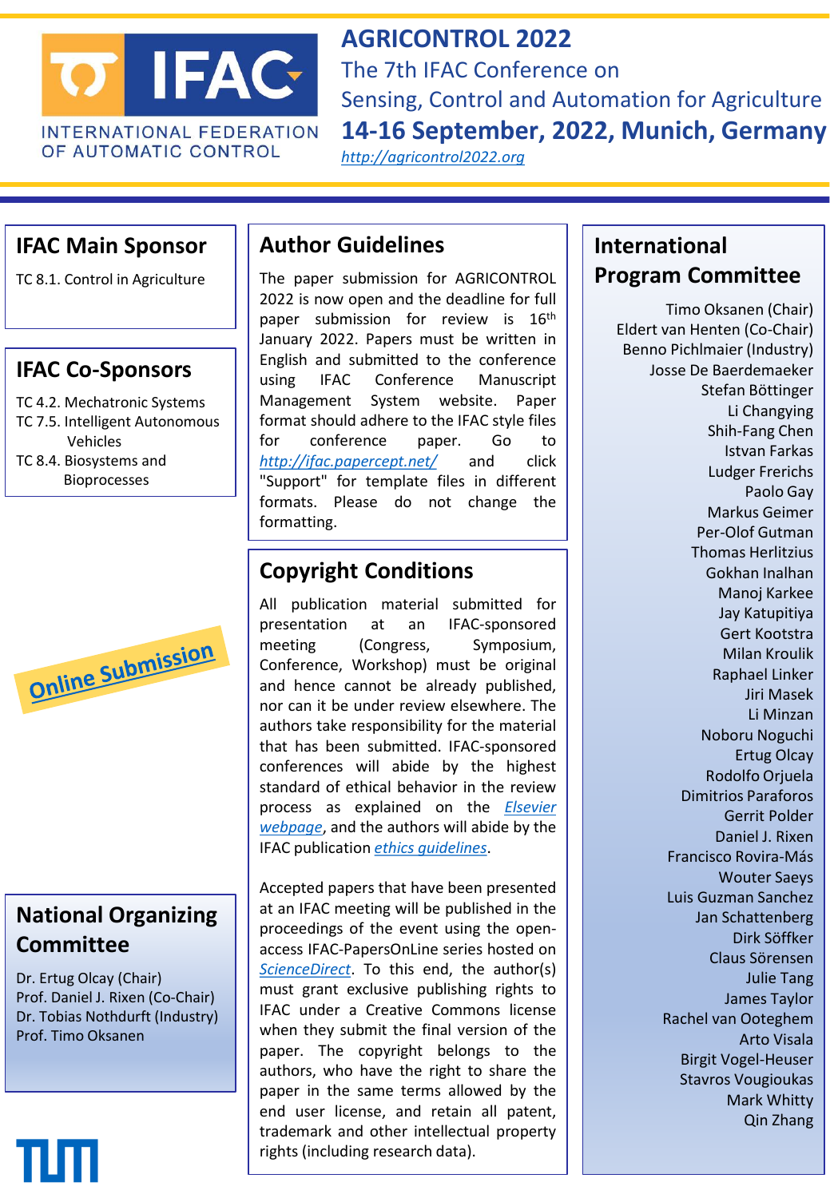# AGRICONTROL 2022

The 7th IFAC Conference on Sensing, Control and Automation for Agriculture

**14-16 September, 2022, Munich, Germany**

*http://agricontrol2022.org*

INTERNATIONAL FEDERATION OF AUTOMATIC CONTROL

## IFAC Main Sponsor

TC 8.1. Control in Agriculture

## IFAC Co-Sponsors

TC 4.2. Mechatronic Systems
TC 7.5. Intelligent Autonomous Vehicles
TC 8.4. Biosystems and Bioprocesses

**Online Submission**

## National Organizing Committee

Dr. Ertug Olcay (Chair)
Prof. Daniel J. Rixen (Co-Chair)
Dr. Tobias Nothdurft (Industry)
Prof. Timo Oksanen

## Author Guidelines

The paper submission for AGRICONTROL 2022 is now open and the deadline for full paper submission for review is 16th January 2022. Papers must be written in English and submitted to the conference using IFAC Conference Manuscript Management System website. Paper format should adhere to the IFAC style files for conference paper. Go to *http://ifac.papercept.net/* and click "Support" for template files in different formats. Please do not change the formatting.

## Copyright Conditions

All publication material submitted for presentation at an IFAC-sponsored meeting (Congress, Symposium, Conference, Workshop) must be original and hence cannot be already published, nor can it be under review elsewhere. The authors take responsibility for the material that has been submitted. IFAC-sponsored conferences will abide by the highest standard of ethical behavior in the review process as explained on the *Elsevier webpage*, and the authors will abide by the IFAC publication *ethics guidelines*.

Accepted papers that have been presented at an IFAC meeting will be published in the proceedings of the event using the open-access IFAC-PapersOnLine series hosted on *ScienceDirect*. To this end, the author(s) must grant exclusive publishing rights to IFAC under a Creative Commons license when they submit the final version of the paper. The copyright belongs to the authors, who have the right to share the paper in the same terms allowed by the end user license, and retain all patent, trademark and other intellectual property rights (including research data).

## International Program Committee

Timo Oksanen (Chair)
Eldert van Henten (Co-Chair)
Benno Pichlmaier (Industry)
Josse De Baerdemaeker
Stefan Böttinger
Li Changying
Shih-Fang Chen
Istvan Farkas
Ludger Frerichs
Paolo Gay
Markus Geimer
Per-Olof Gutman
Thomas Herlitzius
Gokhan Inalhan
Manoj Karkee
Jay Katupitiya
Gert Kootstra
Milan Kroulik
Raphael Linker
Jiri Masek
Li Minzan
Noboru Noguchi
Ertug Olcay
Rodolfo Orjuela
Dimitrios Paraforos
Gerrit Polder
Daniel J. Rixen
Francisco Rovira-Más
Wouter Saeys
Luis Guzman Sanchez
Jan Schattenberg
Dirk Söffker
Claus Sörensen
Julie Tang
James Taylor
Rachel van Ooteghem
Arto Visala
Birgit Vogel-Heuser
Stavros Vougioukas
Mark Whitty
Qin Zhang